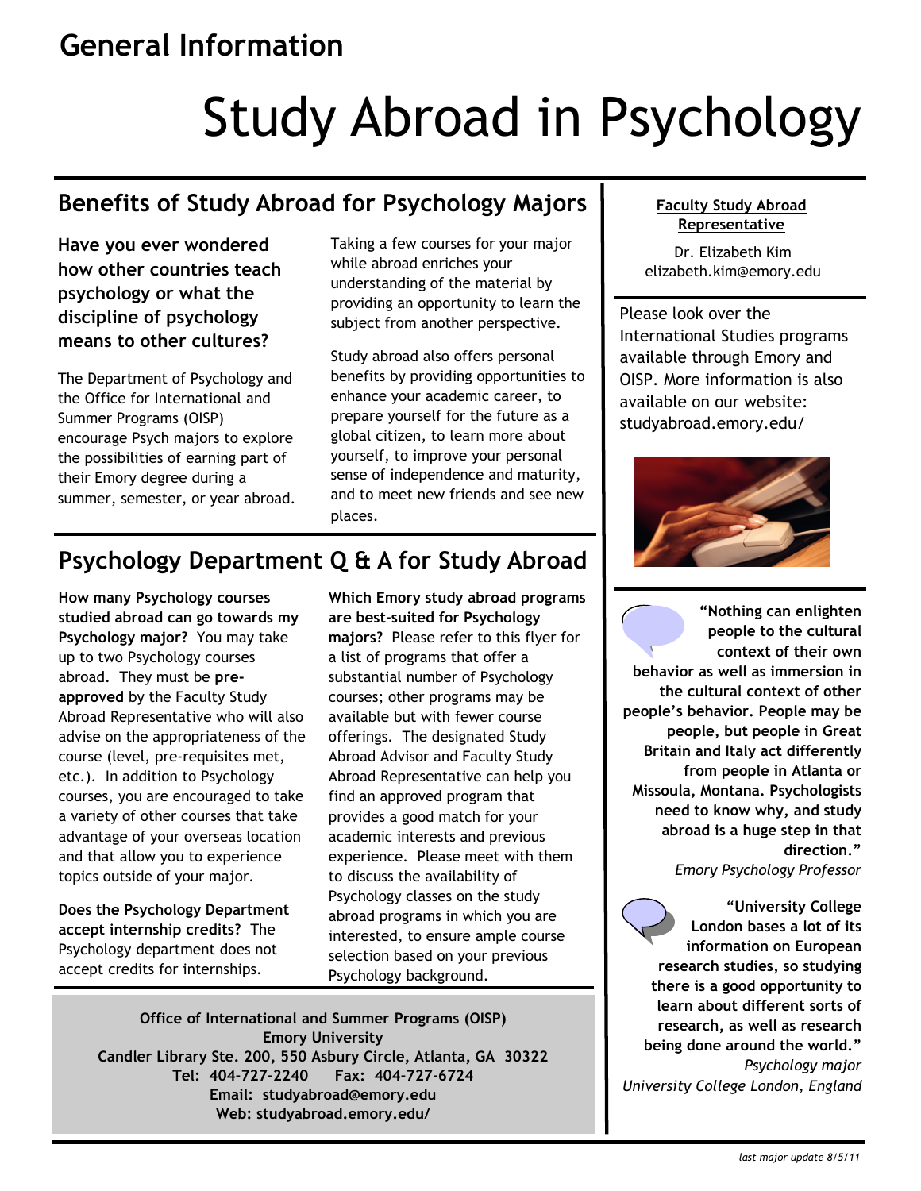## General Information

# Study Abroad in Psychology

## Benefits of Study Abroad for Psychology Majors

**Have you ever wondered how other countries teach psychology or what the discipline of psychology means to other cultures?**

The Department of Psychology and the Office for International and Summer Programs (OISP) encourage Psych majors to explore the possibilities of earning part of their Emory degree during a summer, semester, or year abroad.

Taking a few courses for your major while abroad enriches your understanding of the material by providing an opportunity to learn the subject from another perspective.

Study abroad also offers personal benefits by providing opportunities to enhance your academic career, to prepare yourself for the future as a global citizen, to learn more about yourself, to improve your personal sense of independence and maturity, and to meet new friends and see new places.

## Psychology Department Q & A for Study Abroad

**How many Psychology courses studied abroad can go towards my Psychology major?** You may take up to two Psychology courses abroad. They must be **pre-approved** by the Faculty Study Abroad Representative who will also advise on the appropriateness of the course (level, pre-requisites met, etc.). In addition to Psychology courses, you are encouraged to take a variety of other courses that take advantage of your overseas location and that allow you to experience topics outside of your major.

**Does the Psychology Department accept internship credits?** The Psychology department does not accept credits for internships.

**Which Emory study abroad programs are best-suited for Psychology majors?** Please refer to this flyer for a list of programs that offer a substantial number of Psychology courses; other programs may be available but with fewer course offerings. The designated Study Abroad Advisor and Faculty Study Abroad Representative can help you find an approved program that provides a good match for your academic interests and previous experience. Please meet with them to discuss the availability of Psychology classes on the study abroad programs in which you are interested, to ensure ample course selection based on your previous Psychology background.

**Office of International and Summer Programs (OISP)**
**Emory University**
**Candler Library Ste. 200, 550 Asbury Circle, Atlanta, GA 30322**
**Tel: 404-727-2240 Fax: 404-727-6724**
**Email: studyabroad@emory.edu**
**Web: studyabroad.emory.edu/**

**Faculty Study Abroad Representative**

Dr. Elizabeth Kim
elizabeth.kim@emory.edu

Please look over the International Studies programs available through Emory and OISP. More information is also available on our website: studyabroad.emory.edu/

**"Nothing can enlighten people to the cultural context of their own behavior as well as immersion in the cultural context of other people's behavior. People may be people, but people in Great Britain and Italy act differently from people in Atlanta or Missoula, Montana. Psychologists need to know why, and study abroad is a huge step in that direction."**
*Emory Psychology Professor*

**"University College London bases a lot of its information on European research studies, so studying there is a good opportunity to learn about different sorts of research, as well as research being done around the world."**
*Psychology major*
*University College London, England*

*last major update 8/5/11*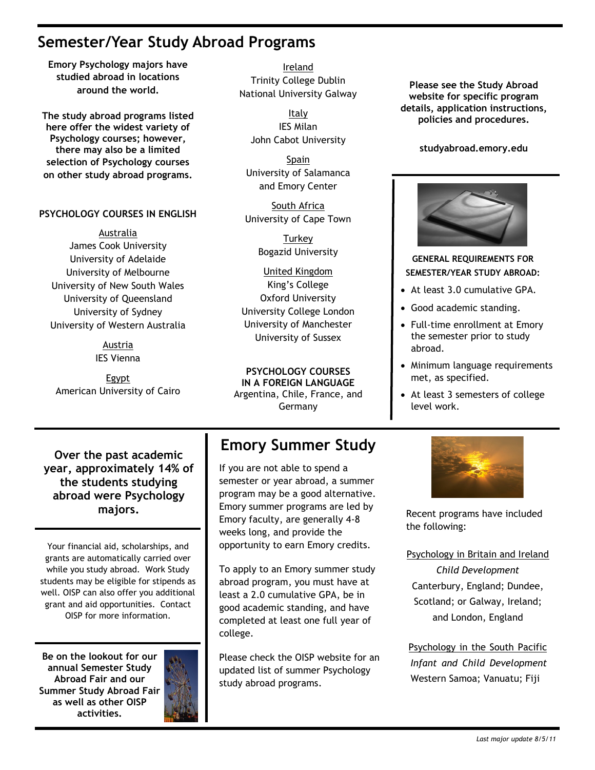## Semester/Year Study Abroad Programs

**Emory Psychology majors have studied abroad in locations around the world.**

**The study abroad programs listed here offer the widest variety of Psychology courses; however, there may also be a limited selection of Psychology courses on other study abroad programs.**

**PSYCHOLOGY COURSES IN ENGLISH**

Australia
James Cook University
University of Adelaide
University of Melbourne
University of New South Wales
University of Queensland
University of Sydney
University of Western Australia

Austria
IES Vienna

Egypt
American University of Cairo

Ireland
Trinity College Dublin
National University Galway

Italy
IES Milan
John Cabot University

Spain
University of Salamanca and Emory Center

South Africa
University of Cape Town

Turkey
Bogazid University

United Kingdom
King's College
Oxford University
University College London
University of Manchester
University of Sussex

**PSYCHOLOGY COURSES IN A FOREIGN LANGUAGE**
Argentina, Chile, France, and Germany

**Please see the Study Abroad website for specific program details, application instructions, policies and procedures.**

**studyabroad.emory.edu**

**GENERAL REQUIREMENTS FOR SEMESTER/YEAR STUDY ABROAD:**

- At least 3.0 cumulative GPA.
- Good academic standing.
- Full-time enrollment at Emory the semester prior to study abroad.
- Minimum language requirements met, as specified.
- At least 3 semesters of college level work.

**Over the past academic year, approximately 14% of the students studying abroad were Psychology majors.**

Your financial aid, scholarships, and grants are automatically carried over while you study abroad. Work Study students may be eligible for stipends as well. OISP can also offer you additional grant and aid opportunities. Contact OISP for more information.

**Be on the lookout for our annual Semester Study Abroad Fair and our Summer Study Abroad Fair as well as other OISP activities.**

## Emory Summer Study

If you are not able to spend a semester or year abroad, a summer program may be a good alternative. Emory summer programs are led by Emory faculty, are generally 4-8 weeks long, and provide the opportunity to earn Emory credits.

To apply to an Emory summer study abroad program, you must have at least a 2.0 cumulative GPA, be in good academic standing, and have completed at least one full year of college.

Please check the OISP website for an updated list of summer Psychology study abroad programs.

Recent programs have included the following:

Psychology in Britain and Ireland
*Child Development*
Canterbury, England; Dundee, Scotland; or Galway, Ireland; and London, England

Psychology in the South Pacific
*Infant and Child Development*
Western Samoa; Vanuatu; Fiji

*Last major update 8/5/11*